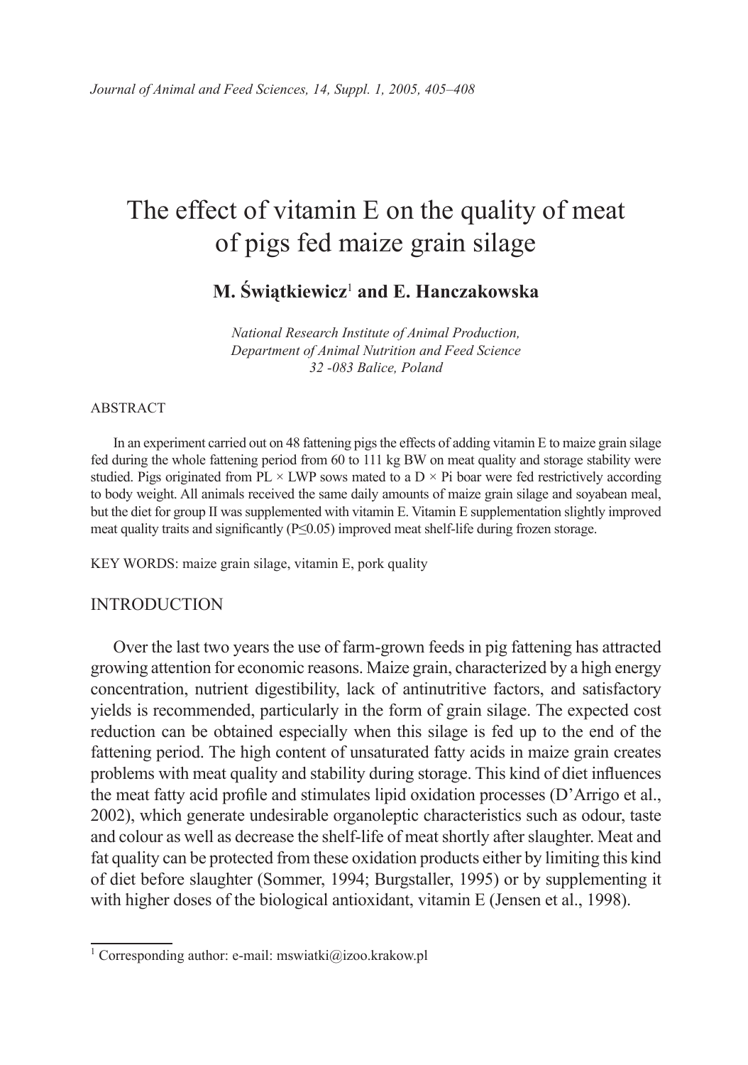# The effect of vitamin E on the quality of meat of pigs fed maize grain silage

**M. Świątkiewicz[1] and E. Hanczakowska**

*National Research Institute of Animal Production,*
*Department of Animal Nutrition and Feed Science*
*32 -083 Balice, Poland*

ABSTRACT

In an experiment carried out on 48 fattening pigs the effects of adding vitamin E to maize grain silage fed during the whole fattening period from 60 to 111 kg BW on meat quality and storage stability were studied. Pigs originated from PL × LWP sows mated to a D × Pi boar were fed restrictively according to body weight. All animals received the same daily amounts of maize grain silage and soyabean meal, but the diet for group II was supplemented with vitamin E. Vitamin E supplementation slightly improved meat quality traits and significantly ($P \leq 0.05$) improved meat shelf-life during frozen storage.

KEY WORDS: maize grain silage, vitamin E, pork quality

## INTRODUCTION

Over the last two years the use of farm-grown feeds in pig fattening has attracted growing attention for economic reasons. Maize grain, characterized by a high energy concentration, nutrient digestibility, lack of antinutritive factors, and satisfactory yields is recommended, particularly in the form of grain silage. The expected cost reduction can be obtained especially when this silage is fed up to the end of the fattening period. The high content of unsaturated fatty acids in maize grain creates problems with meat quality and stability during storage. This kind of diet influences the meat fatty acid profile and stimulates lipid oxidation processes (D'Arrigo et al., 2002), which generate undesirable organoleptic characteristics such as odour, taste and colour as well as decrease the shelf-life of meat shortly after slaughter. Meat and fat quality can be protected from these oxidation products either by limiting this kind of diet before slaughter (Sommer, 1994; Burgstaller, 1995) or by supplementing it with higher doses of the biological antioxidant, vitamin E (Jensen et al., 1998).

[1] Corresponding author: e-mail: mswiatki@izoo.krakow.pl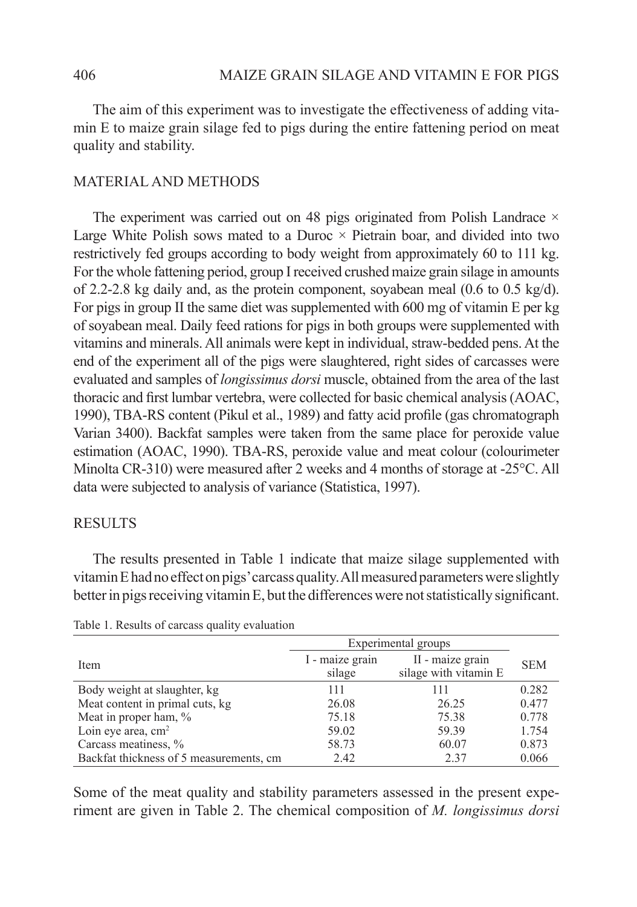The aim of this experiment was to investigate the effectiveness of adding vitamin E to maize grain silage fed to pigs during the entire fattening period on meat quality and stability.

## MATERIAL AND METHODS

The experiment was carried out on 48 pigs originated from Polish Landrace × Large White Polish sows mated to a Duroc × Pietrain boar, and divided into two restrictively fed groups according to body weight from approximately 60 to 111 kg. For the whole fattening period, group I received crushed maize grain silage in amounts of 2.2-2.8 kg daily and, as the protein component, soyabean meal (0.6 to 0.5 kg/d). For pigs in group II the same diet was supplemented with 600 mg of vitamin E per kg of soyabean meal. Daily feed rations for pigs in both groups were supplemented with vitamins and minerals. All animals were kept in individual, straw-bedded pens. At the end of the experiment all of the pigs were slaughtered, right sides of carcasses were evaluated and samples of *longissimus dorsi* muscle, obtained from the area of the last thoracic and first lumbar vertebra, were collected for basic chemical analysis (AOAC, 1990), TBA-RS content (Pikul et al., 1989) and fatty acid profile (gas chromatograph Varian 3400). Backfat samples were taken from the same place for peroxide value estimation (AOAC, 1990). TBA-RS, peroxide value and meat colour (colourimeter Minolta CR-310) were measured after 2 weeks and 4 months of storage at -25°C. All data were subjected to analysis of variance (Statistica, 1997).

## RESULTS

The results presented in Table 1 indicate that maize silage supplemented with vitamin E had no effect on pigs' carcass quality. All measured parameters were slightly better in pigs receiving vitamin E, but the differences were not statistically significant.

Table 1. Results of carcass quality evaluation

| Item | Experimental groups | | SEM |
|---|---|---|---|
| | I - maize grain silage | II - maize grain silage with vitamin E | |
| Body weight at slaughter, kg | 111 | 111 | 0.282 |
| Meat content in primal cuts, kg | 26.08 | 26.25 | 0.477 |
| Meat in proper ham, % | 75.18 | 75.38 | 0.778 |
| Loin eye area, cm$^2$ | 59.02 | 59.39 | 1.754 |
| Carcass meatiness, % | 58.73 | 60.07 | 0.873 |
| Backfat thickness of 5 measurements, cm | 2.42 | 2.37 | 0.066 |

Some of the meat quality and stability parameters assessed in the present experiment are given in Table 2. The chemical composition of *M. longissimus dorsi*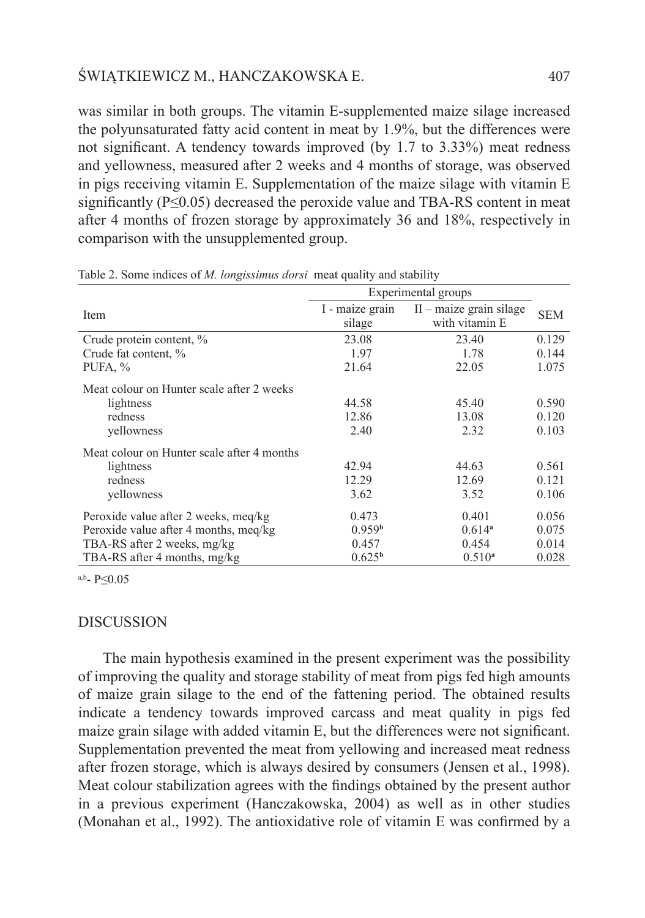was similar in both groups. The vitamin E-supplemented maize silage increased the polyunsaturated fatty acid content in meat by 1.9%, but the differences were not significant. A tendency towards improved (by 1.7 to 3.33%) meat redness and yellowness, measured after 2 weeks and 4 months of storage, was observed in pigs receiving vitamin E. Supplementation of the maize silage with vitamin E significantly ($P \leq 0.05$) decreased the peroxide value and TBA-RS content in meat after 4 months of frozen storage by approximately 36 and 18%, respectively in comparison with the unsupplemented group.

Table 2. Some indices of *M. longissimus dorsi* meat quality and stability

| Item | Experimental groups | | SEM |
|---|---|---|---|
| | I - maize grain silage | II – maize grain silage with vitamin E | |
| Crude protein content, % | 23.08 | 23.40 | 0.129 |
| Crude fat content, % | 1.97 | 1.78 | 0.144 |
| PUFA, % | 21.64 | 22.05 | 1.075 |
| Meat colour on Hunter scale after 2 weeks | | | |
| lightness | 44.58 | 45.40 | 0.590 |
| redness | 12.86 | 13.08 | 0.120 |
| yellowness | 2.40 | 2.32 | 0.103 |
| Meat colour on Hunter scale after 4 months | | | |
| lightness | 42.94 | 44.63 | 0.561 |
| redness | 12.29 | 12.69 | 0.121 |
| yellowness | 3.62 | 3.52 | 0.106 |
| Peroxide value after 2 weeks, meq/kg | 0.473 | 0.401 | 0.056 |
| Peroxide value after 4 months, meq/kg | 0.959[b] | 0.614[a] | 0.075 |
| TBA-RS after 2 weeks, mg/kg | 0.457 | 0.454 | 0.014 |
| TBA-RS after 4 months, mg/kg | 0.625[b] | 0.510[a] | 0.028 |

[a,b] - $P \leq 0.05$

## DISCUSSION

The main hypothesis examined in the present experiment was the possibility of improving the quality and storage stability of meat from pigs fed high amounts of maize grain silage to the end of the fattening period. The obtained results indicate a tendency towards improved carcass and meat quality in pigs fed maize grain silage with added vitamin E, but the differences were not significant. Supplementation prevented the meat from yellowing and increased meat redness after frozen storage, which is always desired by consumers (Jensen et al., 1998). Meat colour stabilization agrees with the findings obtained by the present author in a previous experiment (Hanczakowska, 2004) as well as in other studies (Monahan et al., 1992). The antioxidative role of vitamin E was confirmed by a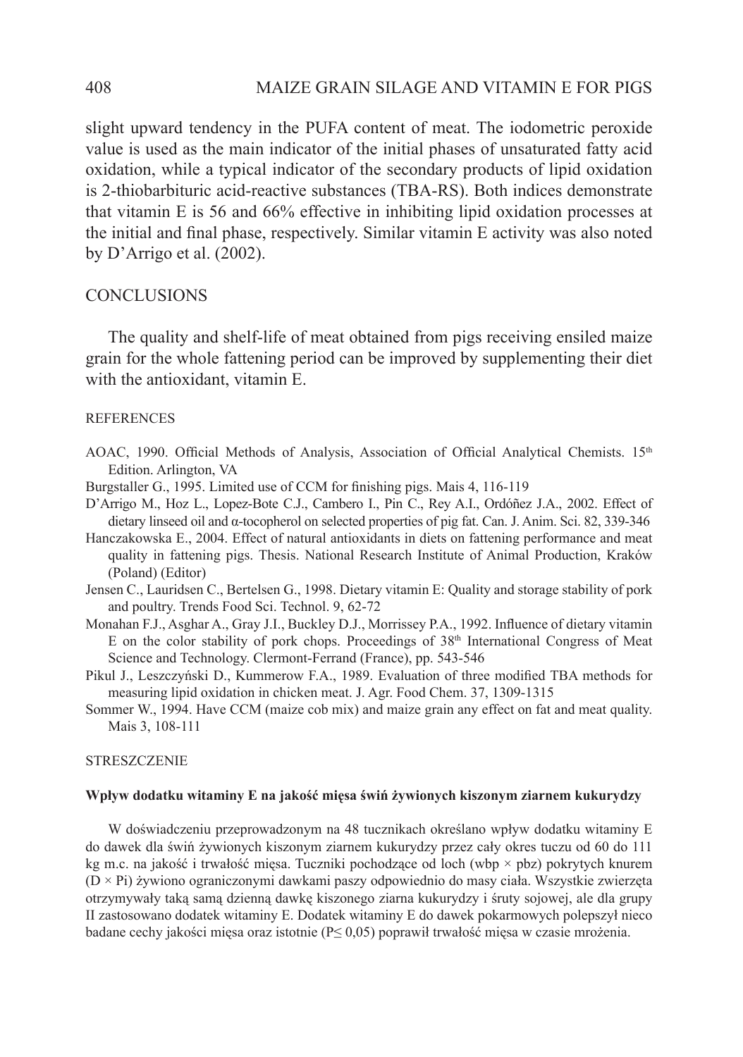slight upward tendency in the PUFA content of meat. The iodometric peroxide value is used as the main indicator of the initial phases of unsaturated fatty acid oxidation, while a typical indicator of the secondary products of lipid oxidation is 2-thiobarbituric acid-reactive substances (TBA-RS). Both indices demonstrate that vitamin E is 56 and 66% effective in inhibiting lipid oxidation processes at the initial and final phase, respectively. Similar vitamin E activity was also noted by D'Arrigo et al. (2002).

## CONCLUSIONS

The quality and shelf-life of meat obtained from pigs receiving ensiled maize grain for the whole fattening period can be improved by supplementing their diet with the antioxidant, vitamin E.

## REFERENCES

AOAC, 1990. Official Methods of Analysis, Association of Official Analytical Chemists. 15th Edition. Arlington, VA

Burgstaller G., 1995. Limited use of CCM for finishing pigs. Mais 4, 116-119

D'Arrigo M., Hoz L., Lopez-Bote C.J., Cambero I., Pin C., Rey A.I., Ordóñez J.A., 2002. Effect of dietary linseed oil and α-tocopherol on selected properties of pig fat. Can. J. Anim. Sci. 82, 339-346

Hanczakowska E., 2004. Effect of natural antioxidants in diets on fattening performance and meat quality in fattening pigs. Thesis. National Research Institute of Animal Production, Kraków (Poland) (Editor)

Jensen C., Lauridsen C., Bertelsen G., 1998. Dietary vitamin E: Quality and storage stability of pork and poultry. Trends Food Sci. Technol. 9, 62-72

Monahan F.J., Asghar A., Gray J.I., Buckley D.J., Morrissey P.A., 1992. Influence of dietary vitamin E on the color stability of pork chops. Proceedings of 38th International Congress of Meat Science and Technology. Clermont-Ferrand (France), pp. 543-546

Pikul J., Leszczyński D., Kummerow F.A., 1989. Evaluation of three modified TBA methods for measuring lipid oxidation in chicken meat. J. Agr. Food Chem. 37, 1309-1315

Sommer W., 1994. Have CCM (maize cob mix) and maize grain any effect on fat and meat quality. Mais 3, 108-111

## STRESZCZENIE

**Wpływ dodatku witaminy E na jakość mięsa świń żywionych kiszonym ziarnem kukurydzy**

W doświadczeniu przeprowadzonym na 48 tucznikach określano wpływ dodatku witaminy E do dawek dla świń żywionych kiszonym ziarnem kukurydzy przez cały okres tuczu od 60 do 111 kg m.c. na jakość i trwałość mięsa. Tuczniki pochodzące od loch (wbp × pbz) pokrytych knurem (D × Pi) żywiono ograniczonymi dawkami paszy odpowiednio do masy ciała. Wszystkie zwierzęta otrzymywały taką samą dzienną dawkę kiszonego ziarna kukurydzy i śruty sojowej, ale dla grupy II zastosowano dodatek witaminy E. Dodatek witaminy E do dawek pokarmowych polepszył nieco badane cechy jakości mięsa oraz istotnie ($P \leq 0,05$) poprawił trwałość mięsa w czasie mrożenia.